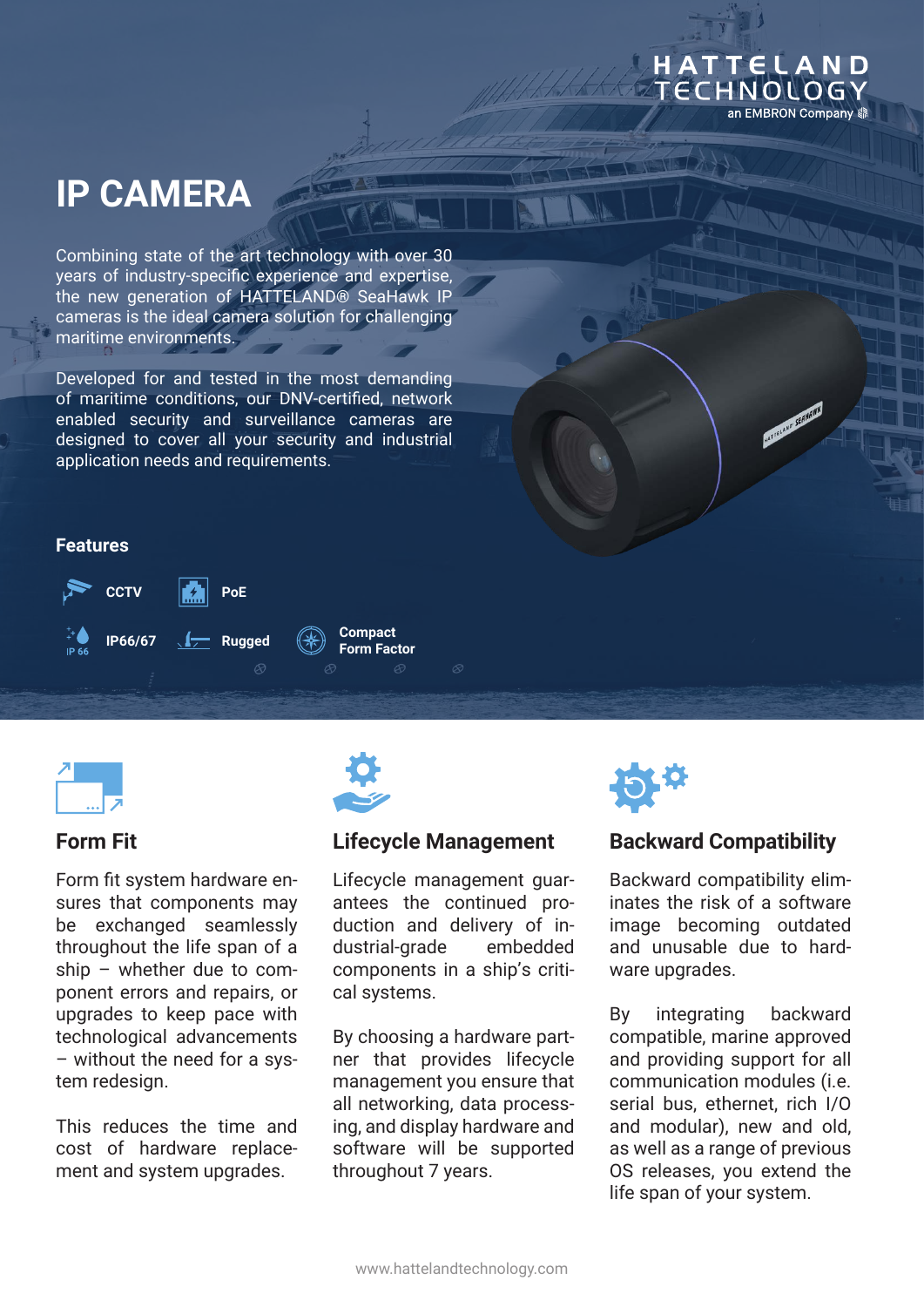HATTELAND TECHNOLOGY
an EMBRON Company

# IP CAMERA

Combining state of the art technology with over 30 years of industry-specific experience and expertise, the new generation of HATTELAND® SeaHawk IP cameras is the ideal camera solution for challenging maritime environments.

Developed for and tested in the most demanding of maritime conditions, our DNV-certified, network enabled security and surveillance cameras are designed to cover all your security and industrial application needs and requirements.

### Features

- CCTV
- PoE
- IP66/67
- Rugged
- Compact Form Factor

## Form Fit

Form fit system hardware ensures that components may be exchanged seamlessly throughout the life span of a ship – whether due to component errors and repairs, or upgrades to keep pace with technological advancements – without the need for a system redesign.

This reduces the time and cost of hardware replacement and system upgrades.

## Lifecycle Management

Lifecycle management guarantees the continued production and delivery of industrial-grade embedded components in a ship's critical systems.

By choosing a hardware partner that provides lifecycle management you ensure that all networking, data processing, and display hardware and software will be supported throughout 7 years.

## Backward Compatibility

Backward compatibility eliminates the risk of a software image becoming outdated and unusable due to hardware upgrades.

By integrating backward compatible, marine approved and providing support for all communication modules (i.e. serial bus, ethernet, rich I/O and modular), new and old, as well as a range of previous OS releases, you extend the life span of your system.

www.hattelandtechnology.com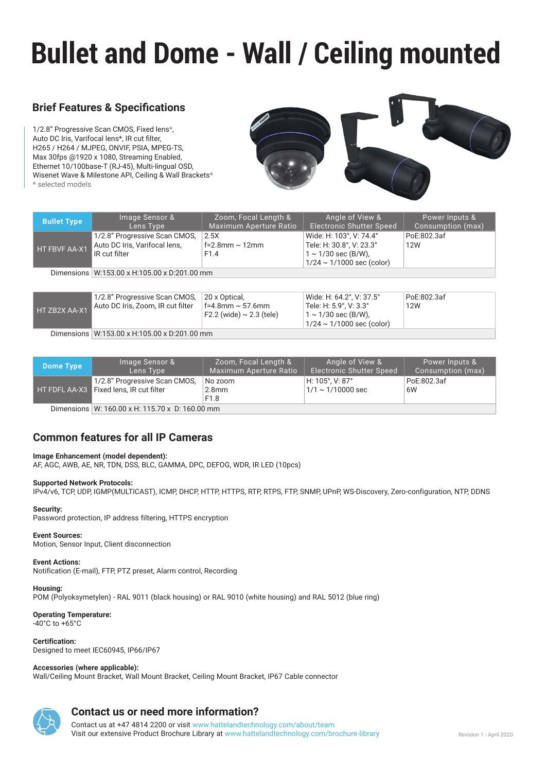# Bullet and Dome - Wall / Ceiling mounted

## Brief Features & Specifications

1/2.8" Progressive Scan CMOS, Fixed lens*,
Auto DC Iris, Varifocal lens*, IR cut filter,
H265 / H264 / MJPEG, ONVIF, PSIA, MPEG-TS,
Max 30fps @1920 x 1080, Streaming Enabled,
Ethernet 10/100base-T (RJ-45), Multi-lingual OSD,
Wisenet Wave & Milestone API, Ceiling & Wall Brackets*
\* selected models

| Bullet Type | Image Sensor & Lens Type | Zoom, Focal Length & Maximum Aperture Ratio | Angle of View & Electronic Shutter Speed | Power Inputs & Consumption (max) |
|---|---|---|---|---|
| HT FBVF AA-X1 | 1/2.8" Progressive Scan CMOS, Auto DC Iris, Varifocal lens, IR cut filter | 2.5X<br>f=2.8mm ~ 12mm<br>F1.4 | Wide: H: 103°, V: 74.4°<br>Tele: H: 30.8°, V: 23.3°<br>1 ~ 1/30 sec (B/W),<br>1/24 ~ 1/1000 sec (color) | PoE:802.3af<br>12W |
| Dimensions | W:153.00 x H:105.00 x D:201.00 mm | | | |
| HT ZB2X AA-X1 | 1/2.8" Progressive Scan CMOS, Auto DC Iris, Zoom, IR cut filter | 20 x Optical,<br>f=4.8mm ~ 57.6mm<br>F2.2 (wide) ~ 2.3 (tele) | Wide: H: 64.2°, V: 37.5°<br>Tele: H: 5.9°, V: 3.3°<br>1 ~ 1/30 sec (B/W),<br>1/24 ~ 1/1000 sec (color) | PoE:802.3af<br>12W |
| Dimensions | W:153.00 x H:105.00 x D:201.00 mm | | | |

| Dome Type | Image Sensor & Lens Type | Zoom, Focal Length & Maximum Aperture Ratio | Angle of View & Electronic Shutter Speed | Power Inputs & Consumption (max) |
|---|---|---|---|---|
| HT FDFL AA-X3 | 1/2.8" Progressive Scan CMOS, Fixed lens, IR cut filter | No zoom<br>2.8mm<br>F1.8 | H: 105°, V: 87°<br>1/1 ~ 1/10000 sec | PoE:802.3af<br>6W |
| Dimensions | W: 160.00 x H: 115.70 x D: 160.00 mm | | | |

## Common features for all IP Cameras

**Image Enhancement (model dependent):**
AF, AGC, AWB, AE, NR, TDN, DSS, BLC, GAMMA, DPC, DEFOG, WDR, IR LED (10pcs)

**Supported Network Protocols:**
IPv4/v6, TCP, UDP, IGMP(MULTICAST), ICMP, DHCP, HTTP, HTTPS, RTP, RTPS, FTP, SNMP, UPnP, WS-Discovery, Zero-configuration, NTP, DDNS

**Security:**
Password protection, IP address filtering, HTTPS encryption

**Event Sources:**
Motion, Sensor Input, Client disconnection

**Event Actions:**
Notification (E-mail), FTP, PTZ preset, Alarm control, Recording

**Housing:**
POM (Polyoksymetylen) - RAL 9011 (black housing) or RAL 9010 (white housing) and RAL 5012 (blue ring)

**Operating Temperature:**
-40°C to +65°C

**Certification:**
Designed to meet IEC60945, IP66/IP67

**Accessories (where applicable):**
Wall/Ceiling Mount Bracket, Wall Mount Bracket, Ceiling Mount Bracket, IP67 Cable connector

## Contact us or need more information?

Contact us at +47 4814 2200 or visit www.hattelandtechnology.com/about/team
Visit our extensive Product Brochure Library at www.hattelandtechnology.com/brochure-library

Revision 1 - April 2020